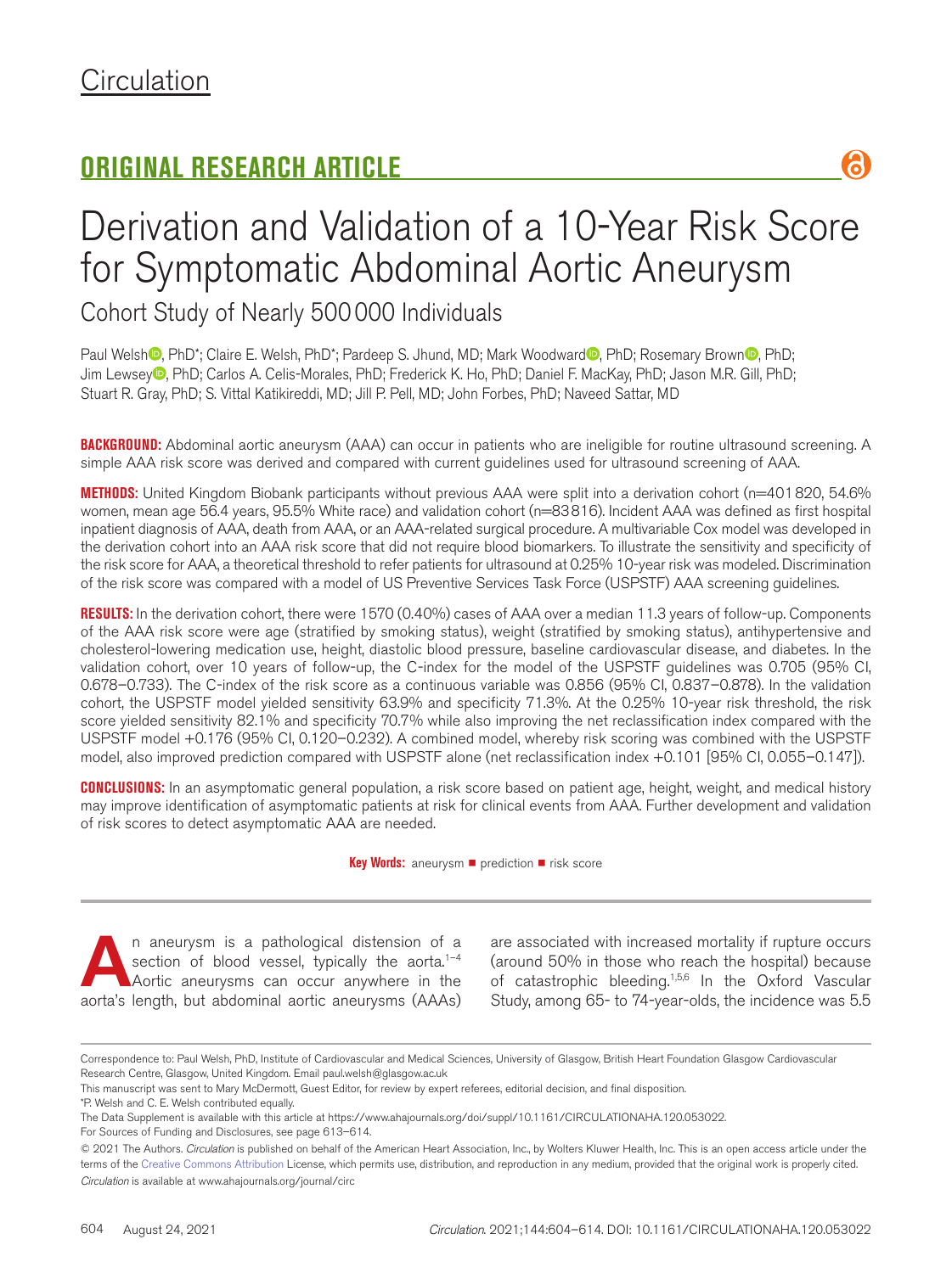Circulation

## ORIGINAL RESEARCH ARTICLE

# Derivation and Validation of a 10-Year Risk Score for Symptomatic Abdominal Aortic Aneurysm

## Cohort Study of Nearly 500 000 Individuals

Paul Welsh, PhD*; Claire E. Welsh, PhD*; Pardeep S. Jhund, MD; Mark Woodward, PhD; Rosemary Brown, PhD; Jim Lewsey, PhD; Carlos A. Celis-Morales, PhD; Frederick K. Ho, PhD; Daniel F. MacKay, PhD; Jason M.R. Gill, PhD; Stuart R. Gray, PhD; S. Vittal Katikireddi, MD; Jill P. Pell, MD; John Forbes, PhD; Naveed Sattar, MD

**BACKGROUND:** Abdominal aortic aneurysm (AAA) can occur in patients who are ineligible for routine ultrasound screening. A simple AAA risk score was derived and compared with current guidelines used for ultrasound screening of AAA.

**METHODS:** United Kingdom Biobank participants without previous AAA were split into a derivation cohort (n=401 820, 54.6% women, mean age 56.4 years, 95.5% White race) and validation cohort (n=83 816). Incident AAA was defined as first hospital inpatient diagnosis of AAA, death from AAA, or an AAA-related surgical procedure. A multivariable Cox model was developed in the derivation cohort into an AAA risk score that did not require blood biomarkers. To illustrate the sensitivity and specificity of the risk score for AAA, a theoretical threshold to refer patients for ultrasound at 0.25% 10-year risk was modeled. Discrimination of the risk score was compared with a model of US Preventive Services Task Force (USPSTF) AAA screening guidelines.

**RESULTS:** In the derivation cohort, there were 1570 (0.40%) cases of AAA over a median 11.3 years of follow-up. Components of the AAA risk score were age (stratified by smoking status), weight (stratified by smoking status), antihypertensive and cholesterol-lowering medication use, height, diastolic blood pressure, baseline cardiovascular disease, and diabetes. In the validation cohort, over 10 years of follow-up, the C-index for the model of the USPSTF guidelines was 0.705 (95% CI, 0.678–0.733). The C-index of the risk score as a continuous variable was 0.856 (95% CI, 0.837–0.878). In the validation cohort, the USPSTF model yielded sensitivity 63.9% and specificity 71.3%. At the 0.25% 10-year risk threshold, the risk score yielded sensitivity 82.1% and specificity 70.7% while also improving the net reclassification index compared with the USPSTF model +0.176 (95% CI, 0.120–0.232). A combined model, whereby risk scoring was combined with the USPSTF model, also improved prediction compared with USPSTF alone (net reclassification index +0.101 [95% CI, 0.055–0.147]).

**CONCLUSIONS:** In an asymptomatic general population, a risk score based on patient age, height, weight, and medical history may improve identification of asymptomatic patients at risk for clinical events from AAA. Further development and validation of risk scores to detect asymptomatic AAA are needed.

**Key Words:** aneurysm ■ prediction ■ risk score

An aneurysm is a pathological distension of a section of blood vessel, typically the aorta.[1–4] Aortic aneurysms can occur anywhere in the aorta's length, but abdominal aortic aneurysms (AAAs) are associated with increased mortality if rupture occurs (around 50% in those who reach the hospital) because of catastrophic bleeding.[1,5,6] In the Oxford Vascular Study, among 65- to 74-year-olds, the incidence was 5.5

Correspondence to: Paul Welsh, PhD, Institute of Cardiovascular and Medical Sciences, University of Glasgow, British Heart Foundation Glasgow Cardiovascular Research Centre, Glasgow, United Kingdom. Email paul.welsh@glasgow.ac.uk

This manuscript was sent to Mary McDermott, Guest Editor, for review by expert referees, editorial decision, and final disposition.

*P. Welsh and C. E. Welsh contributed equally.

The Data Supplement is available with this article at https://www.ahajournals.org/doi/suppl/10.1161/CIRCULATIONAHA.120.053022.

For Sources of Funding and Disclosures, see page 613–614.

© 2021 The Authors. *Circulation* is published on behalf of the American Heart Association, Inc., by Wolters Kluwer Health, Inc. This is an open access article under the terms of the Creative Commons Attribution License, which permits use, distribution, and reproduction in any medium, provided that the original work is properly cited.

*Circulation* is available at www.ahajournals.org/journal/circ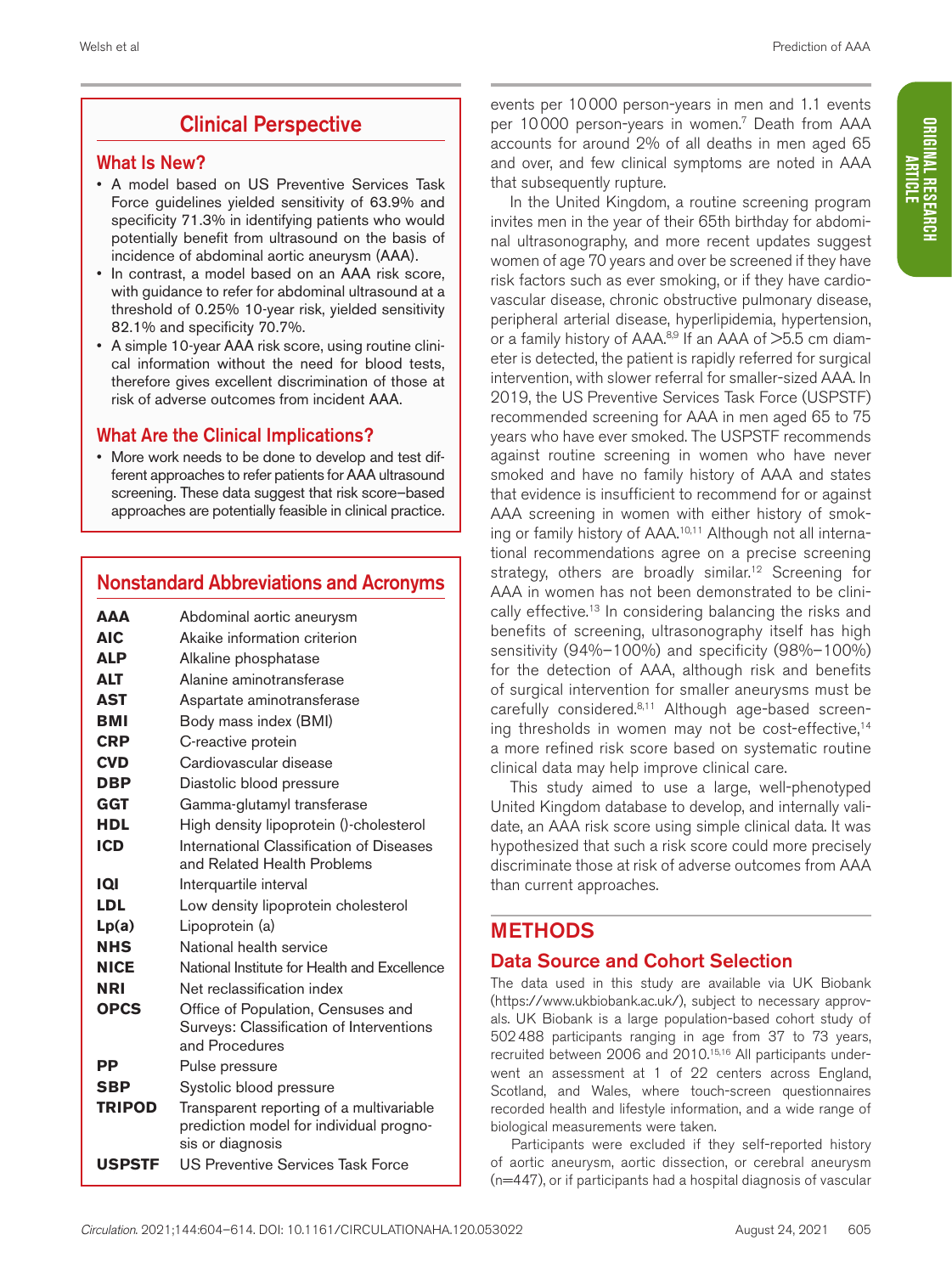## Clinical Perspective

### What Is New?

- A model based on US Preventive Services Task Force guidelines yielded sensitivity of 63.9% and specificity 71.3% in identifying patients who would potentially benefit from ultrasound on the basis of incidence of abdominal aortic aneurysm (AAA).
- In contrast, a model based on an AAA risk score, with guidance to refer for abdominal ultrasound at a threshold of 0.25% 10-year risk, yielded sensitivity 82.1% and specificity 70.7%.
- A simple 10-year AAA risk score, using routine clinical information without the need for blood tests, therefore gives excellent discrimination of those at risk of adverse outcomes from incident AAA.

### What Are the Clinical Implications?

- More work needs to be done to develop and test different approaches to refer patients for AAA ultrasound screening. These data suggest that risk score–based approaches are potentially feasible in clinical practice.

## Nonstandard Abbreviations and Acronyms

| | |
|---|---|
| **AAA** | Abdominal aortic aneurysm |
| **AIC** | Akaike information criterion |
| **ALP** | Alkaline phosphatase |
| **ALT** | Alanine aminotransferase |
| **AST** | Aspartate aminotransferase |
| **BMI** | Body mass index (BMI) |
| **CRP** | C-reactive protein |
| **CVD** | Cardiovascular disease |
| **DBP** | Diastolic blood pressure |
| **GGT** | Gamma-glutamyl transferase |
| **HDL** | High density lipoprotein ()-cholesterol |
| **ICD** | International Classification of Diseases and Related Health Problems |
| **IQI** | Interquartile interval |
| **LDL** | Low density lipoprotein cholesterol |
| **Lp(a)** | Lipoprotein (a) |
| **NHS** | National health service |
| **NICE** | National Institute for Health and Excellence |
| **NRI** | Net reclassification index |
| **OPCS** | Office of Population, Censuses and Surveys: Classification of Interventions and Procedures |
| **PP** | Pulse pressure |
| **SBP** | Systolic blood pressure |
| **TRIPOD** | Transparent reporting of a multivariable prediction model for individual prognosis or diagnosis |
| **USPSTF** | US Preventive Services Task Force |

events per 10000 person-years in men and 1.1 events per 10000 person-years in women.[7] Death from AAA accounts for around 2% of all deaths in men aged 65 and over, and few clinical symptoms are noted in AAA that subsequently rupture.

In the United Kingdom, a routine screening program invites men in the year of their 65th birthday for abdominal ultrasonography, and more recent updates suggest women of age 70 years and over be screened if they have risk factors such as ever smoking, or if they have cardiovascular disease, chronic obstructive pulmonary disease, peripheral arterial disease, hyperlipidemia, hypertension, or a family history of AAA.[8,9] If an AAA of >5.5 cm diameter is detected, the patient is rapidly referred for surgical intervention, with slower referral for smaller-sized AAA. In 2019, the US Preventive Services Task Force (USPSTF) recommended screening for AAA in men aged 65 to 75 years who have ever smoked. The USPSTF recommends against routine screening in women who have never smoked and have no family history of AAA and states that evidence is insufficient to recommend for or against AAA screening in women with either history of smoking or family history of AAA.[10,11] Although not all international recommendations agree on a precise screening strategy, others are broadly similar.[12] Screening for AAA in women has not been demonstrated to be clinically effective.[13] In considering balancing the risks and benefits of screening, ultrasonography itself has high sensitivity (94%–100%) and specificity (98%–100%) for the detection of AAA, although risk and benefits of surgical intervention for smaller aneurysms must be carefully considered.[8,11] Although age-based screening thresholds in women may not be cost-effective,[14] a more refined risk score based on systematic routine clinical data may help improve clinical care.

This study aimed to use a large, well-phenotyped United Kingdom database to develop, and internally validate, an AAA risk score using simple clinical data. It was hypothesized that such a risk score could more precisely discriminate those at risk of adverse outcomes from AAA than current approaches.

## METHODS

### Data Source and Cohort Selection

The data used in this study are available via UK Biobank (https://www.ukbiobank.ac.uk/), subject to necessary approvals. UK Biobank is a large population-based cohort study of 502488 participants ranging in age from 37 to 73 years, recruited between 2006 and 2010.[15,16] All participants underwent an assessment at 1 of 22 centers across England, Scotland, and Wales, where touch-screen questionnaires recorded health and lifestyle information, and a wide range of biological measurements were taken.

Participants were excluded if they self-reported history of aortic aneurysm, aortic dissection, or cerebral aneurysm (n=447), or if participants had a hospital diagnosis of vascular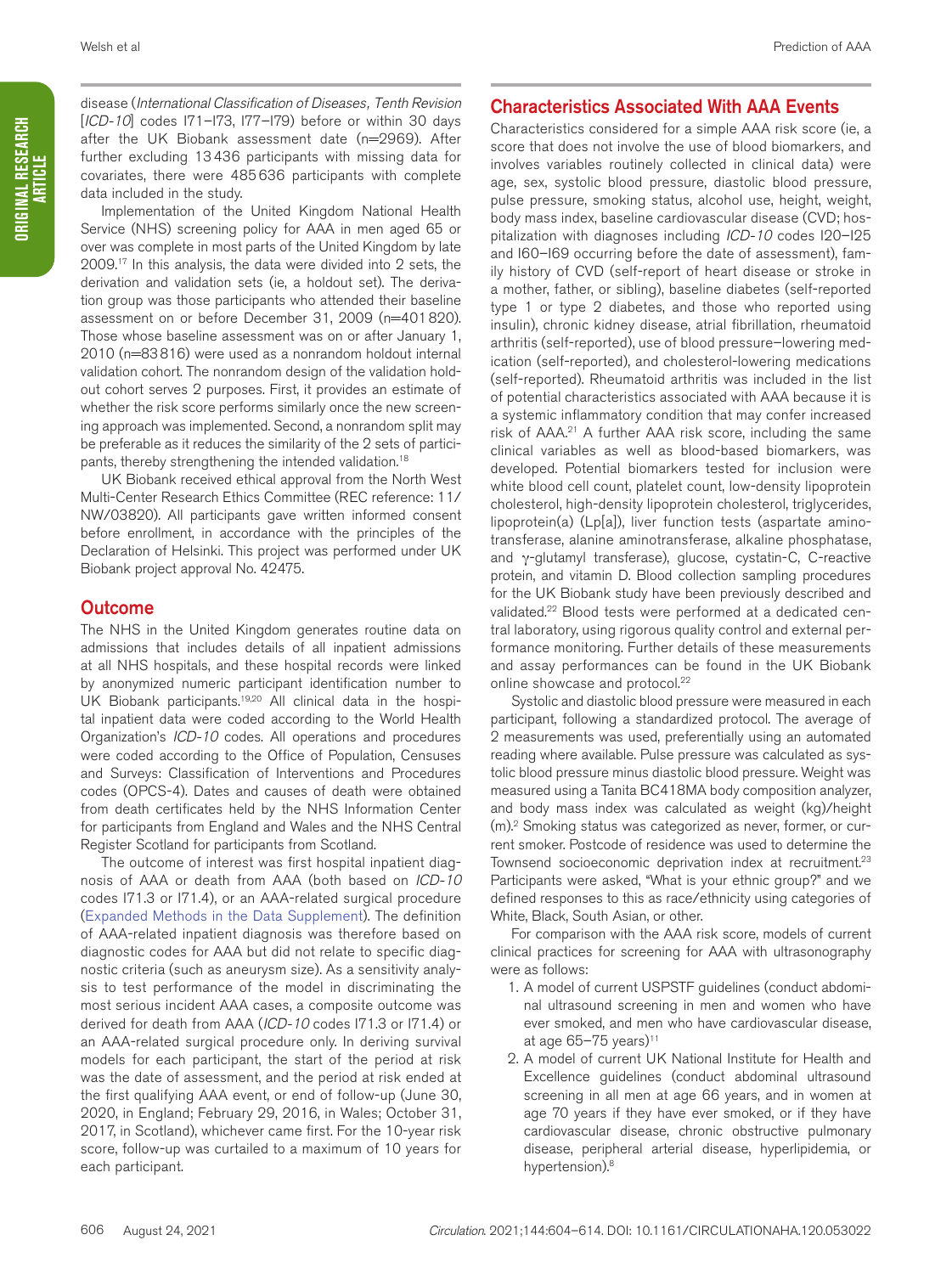disease (*International Classification of Diseases, Tenth Revision* [*ICD-10*] codes I71–I73, I77–I79) before or within 30 days after the UK Biobank assessment date (n=2969). After further excluding 13 436 participants with missing data for covariates, there were 485 636 participants with complete data included in the study.

Implementation of the United Kingdom National Health Service (NHS) screening policy for AAA in men aged 65 or over was complete in most parts of the United Kingdom by late 2009.[17] In this analysis, the data were divided into 2 sets, the derivation and validation sets (ie, a holdout set). The derivation group was those participants who attended their baseline assessment on or before December 31, 2009 (n=401 820). Those whose baseline assessment was on or after January 1, 2010 (n=83 816) were used as a nonrandom holdout internal validation cohort. The nonrandom design of the validation holdout cohort serves 2 purposes. First, it provides an estimate of whether the risk score performs similarly once the new screening approach was implemented. Second, a nonrandom split may be preferable as it reduces the similarity of the 2 sets of participants, thereby strengthening the intended validation.[18]

UK Biobank received ethical approval from the North West Multi-Center Research Ethics Committee (REC reference: 11/NW/03820). All participants gave written informed consent before enrollment, in accordance with the principles of the Declaration of Helsinki. This project was performed under UK Biobank project approval No. 42475.

## Outcome

The NHS in the United Kingdom generates routine data on admissions that includes details of all inpatient admissions at all NHS hospitals, and these hospital records were linked by anonymized numeric participant identification number to UK Biobank participants.[19,20] All clinical data in the hospital inpatient data were coded according to the World Health Organization's *ICD-10* codes. All operations and procedures were coded according to the Office of Population, Censuses and Surveys: Classification of Interventions and Procedures codes (OPCS-4). Dates and causes of death were obtained from death certificates held by the NHS Information Center for participants from England and Wales and the NHS Central Register Scotland for participants from Scotland.

The outcome of interest was first hospital inpatient diagnosis of AAA or death from AAA (both based on *ICD-10* codes I71.3 or I71.4), or an AAA-related surgical procedure (Expanded Methods in the Data Supplement). The definition of AAA-related inpatient diagnosis was therefore based on diagnostic codes for AAA but did not relate to specific diagnostic criteria (such as aneurysm size). As a sensitivity analysis to test performance of the model in discriminating the most serious incident AAA cases, a composite outcome was derived for death from AAA (*ICD-10* codes I71.3 or I71.4) or an AAA-related surgical procedure only. In deriving survival models for each participant, the start of the period at risk was the date of assessment, and the period at risk ended at the first qualifying AAA event, or end of follow-up (June 30, 2020, in England; February 29, 2016, in Wales; October 31, 2017, in Scotland), whichever came first. For the 10-year risk score, follow-up was curtailed to a maximum of 10 years for each participant.

## Characteristics Associated With AAA Events

Characteristics considered for a simple AAA risk score (ie, a score that does not involve the use of blood biomarkers, and involves variables routinely collected in clinical data) were age, sex, systolic blood pressure, diastolic blood pressure, pulse pressure, smoking status, alcohol use, height, weight, body mass index, baseline cardiovascular disease (CVD; hospitalization with diagnoses including *ICD-10* codes I20–I25 and I60–I69 occurring before the date of assessment), family history of CVD (self-report of heart disease or stroke in a mother, father, or sibling), baseline diabetes (self-reported type 1 or type 2 diabetes, and those who reported using insulin), chronic kidney disease, atrial fibrillation, rheumatoid arthritis (self-reported), use of blood pressure–lowering medication (self-reported), and cholesterol-lowering medications (self-reported). Rheumatoid arthritis was included in the list of potential characteristics associated with AAA because it is a systemic inflammatory condition that may confer increased risk of AAA.[21] A further AAA risk score, including the same clinical variables as well as blood-based biomarkers, was developed. Potential biomarkers tested for inclusion were white blood cell count, platelet count, low-density lipoprotein cholesterol, high-density lipoprotein cholesterol, triglycerides, lipoprotein(a) (Lp[a]), liver function tests (aspartate aminotransferase, alanine aminotransferase, alkaline phosphatase, and γ-glutamyl transferase), glucose, cystatin-C, C-reactive protein, and vitamin D. Blood collection sampling procedures for the UK Biobank study have been previously described and validated.[22] Blood tests were performed at a dedicated central laboratory, using rigorous quality control and external performance monitoring. Further details of these measurements and assay performances can be found in the UK Biobank online showcase and protocol.[22]

Systolic and diastolic blood pressure were measured in each participant, following a standardized protocol. The average of 2 measurements was used, preferentially using an automated reading where available. Pulse pressure was calculated as systolic blood pressure minus diastolic blood pressure. Weight was measured using a Tanita BC418MA body composition analyzer, and body mass index was calculated as weight (kg)/height $(m)^2$. Smoking status was categorized as never, former, or current smoker. Postcode of residence was used to determine the Townsend socioeconomic deprivation index at recruitment.[23] Participants were asked, "What is your ethnic group?" and we defined responses to this as race/ethnicity using categories of White, Black, South Asian, or other.

For comparison with the AAA risk score, models of current clinical practices for screening for AAA with ultrasonography were as follows:

1. A model of current USPSTF guidelines (conduct abdominal ultrasound screening in men and women who have ever smoked, and men who have cardiovascular disease, at age 65–75 years)[11]
2. A model of current UK National Institute for Health and Excellence guidelines (conduct abdominal ultrasound screening in all men at age 66 years, and in women at age 70 years if they have ever smoked, or if they have cardiovascular disease, chronic obstructive pulmonary disease, peripheral arterial disease, hyperlipidemia, or hypertension).[8]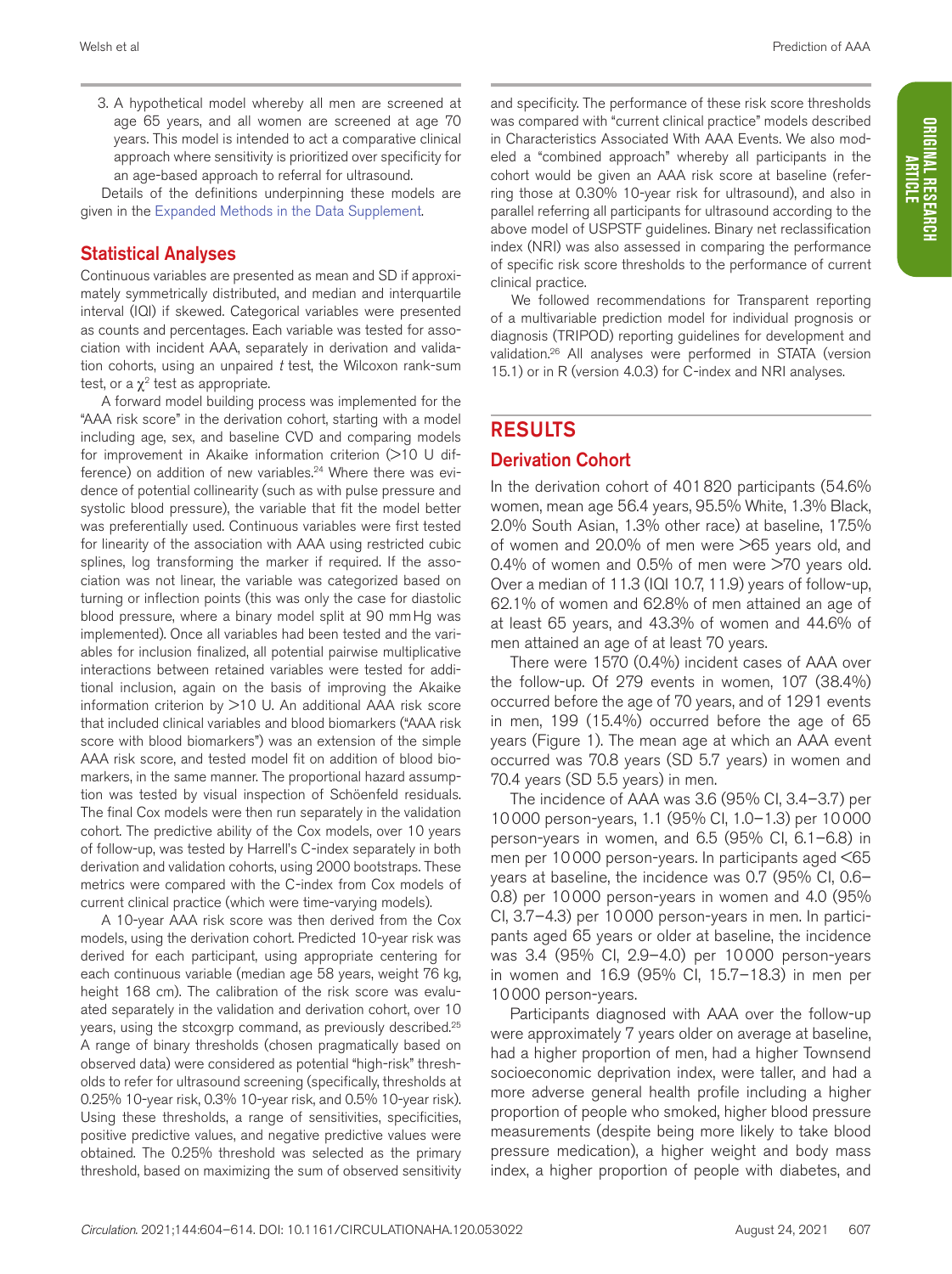3. A hypothetical model whereby all men are screened at age 65 years, and all women are screened at age 70 years. This model is intended to act a comparative clinical approach where sensitivity is prioritized over specificity for an age-based approach to referral for ultrasound.

Details of the definitions underpinning these models are given in the Expanded Methods in the Data Supplement.

## Statistical Analyses

Continuous variables are presented as mean and SD if approximately symmetrically distributed, and median and interquartile interval (IQI) if skewed. Categorical variables were presented as counts and percentages. Each variable was tested for association with incident AAA, separately in derivation and validation cohorts, using an unpaired *t* test, the Wilcoxon rank-sum test, or a $\chi^2$ test as appropriate.

A forward model building process was implemented for the "AAA risk score" in the derivation cohort, starting with a model including age, sex, and baseline CVD and comparing models for improvement in Akaike information criterion (>10 U difference) on addition of new variables.[24] Where there was evidence of potential collinearity (such as with pulse pressure and systolic blood pressure), the variable that fit the model better was preferentially used. Continuous variables were first tested for linearity of the association with AAA using restricted cubic splines, log transforming the marker if required. If the association was not linear, the variable was categorized based on turning or inflection points (this was only the case for diastolic blood pressure, where a binary model split at 90 mm Hg was implemented). Once all variables had been tested and the variables for inclusion finalized, all potential pairwise multiplicative interactions between retained variables were tested for additional inclusion, again on the basis of improving the Akaike information criterion by >10 U. An additional AAA risk score that included clinical variables and blood biomarkers ("AAA risk score with blood biomarkers") was an extension of the simple AAA risk score, and tested model fit on addition of blood biomarkers, in the same manner. The proportional hazard assumption was tested by visual inspection of Schöenfeld residuals. The final Cox models were then run separately in the validation cohort. The predictive ability of the Cox models, over 10 years of follow-up, was tested by Harrell's C-index separately in both derivation and validation cohorts, using 2000 bootstraps. These metrics were compared with the C-index from Cox models of current clinical practice (which were time-varying models).

A 10-year AAA risk score was then derived from the Cox models, using the derivation cohort. Predicted 10-year risk was derived for each participant, using appropriate centering for each continuous variable (median age 58 years, weight 76 kg, height 168 cm). The calibration of the risk score was evaluated separately in the validation and derivation cohort, over 10 years, using the stcoxgrp command, as previously described.[25] A range of binary thresholds (chosen pragmatically based on observed data) were considered as potential "high-risk" thresholds to refer for ultrasound screening (specifically, thresholds at 0.25% 10-year risk, 0.3% 10-year risk, and 0.5% 10-year risk). Using these thresholds, a range of sensitivities, specificities, positive predictive values, and negative predictive values were obtained. The 0.25% threshold was selected as the primary threshold, based on maximizing the sum of observed sensitivity and specificity. The performance of these risk score thresholds was compared with "current clinical practice" models described in Characteristics Associated With AAA Events. We also modeled a "combined approach" whereby all participants in the cohort would be given an AAA risk score at baseline (referring those at 0.30% 10-year risk for ultrasound), and also in parallel referring all participants for ultrasound according to the above model of USPSTF guidelines. Binary net reclassification index (NRI) was also assessed in comparing the performance of specific risk score thresholds to the performance of current clinical practice.

We followed recommendations for Transparent reporting of a multivariable prediction model for individual prognosis or diagnosis (TRIPOD) reporting guidelines for development and validation.[26] All analyses were performed in STATA (version 15.1) or in R (version 4.0.3) for C-index and NRI analyses.

# RESULTS

## Derivation Cohort

In the derivation cohort of 401 820 participants (54.6% women, mean age 56.4 years, 95.5% White, 1.3% Black, 2.0% South Asian, 1.3% other race) at baseline, 17.5% of women and 20.0% of men were >65 years old, and 0.4% of women and 0.5% of men were >70 years old. Over a median of 11.3 (IQI 10.7, 11.9) years of follow-up, 62.1% of women and 62.8% of men attained an age of at least 65 years, and 43.3% of women and 44.6% of men attained an age of at least 70 years.

There were 1570 (0.4%) incident cases of AAA over the follow-up. Of 279 events in women, 107 (38.4%) occurred before the age of 70 years, and of 1291 events in men, 199 (15.4%) occurred before the age of 65 years (Figure 1). The mean age at which an AAA event occurred was 70.8 years (SD 5.7 years) in women and 70.4 years (SD 5.5 years) in men.

The incidence of AAA was 3.6 (95% CI, 3.4–3.7) per 10 000 person-years, 1.1 (95% CI, 1.0–1.3) per 10 000 person-years in women, and 6.5 (95% CI, 6.1–6.8) in men per 10 000 person-years. In participants aged <65 years at baseline, the incidence was 0.7 (95% CI, 0.6–0.8) per 10 000 person-years in women and 4.0 (95% CI, 3.7–4.3) per 10 000 person-years in men. In participants aged 65 years or older at baseline, the incidence was 3.4 (95% CI, 2.9–4.0) per 10 000 person-years in women and 16.9 (95% CI, 15.7–18.3) in men per 10 000 person-years.

Participants diagnosed with AAA over the follow-up were approximately 7 years older on average at baseline, had a higher proportion of men, had a higher Townsend socioeconomic deprivation index, were taller, and had a more adverse general health profile including a higher proportion of people who smoked, higher blood pressure measurements (despite being more likely to take blood pressure medication), a higher weight and body mass index, a higher proportion of people with diabetes, and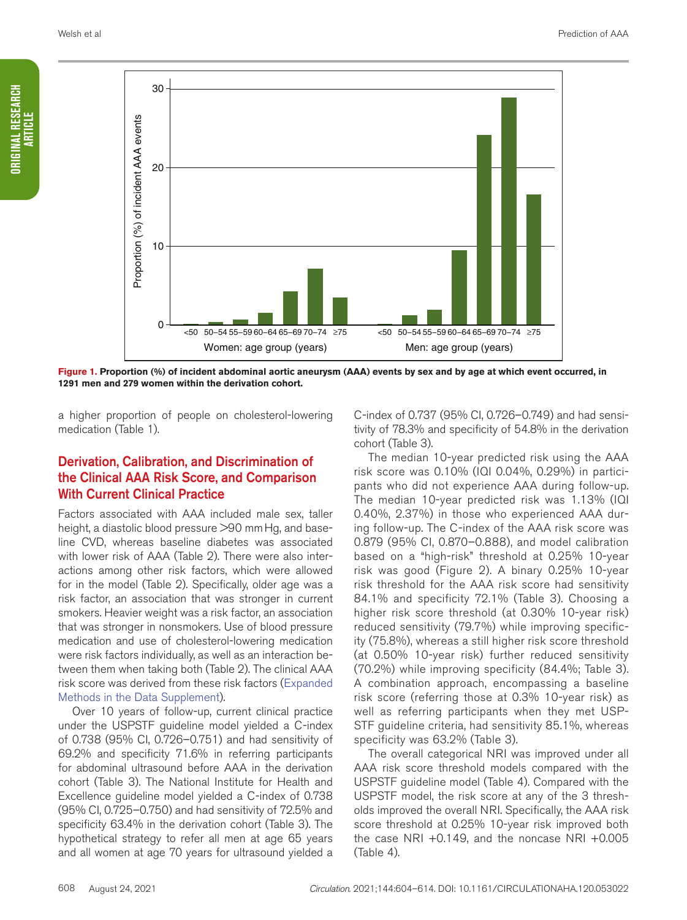**Figure 1. Proportion (%) of incident abdominal aortic aneurysm (AAA) events by sex and by age at which event occurred, in 1291 men and 279 women within the derivation cohort.**

a higher proportion of people on cholesterol-lowering medication (Table 1).

## Derivation, Calibration, and Discrimination of the Clinical AAA Risk Score, and Comparison With Current Clinical Practice

Factors associated with AAA included male sex, taller height, a diastolic blood pressure >90 mm Hg, and baseline CVD, whereas baseline diabetes was associated with lower risk of AAA (Table 2). There were also interactions among other risk factors, which were allowed for in the model (Table 2). Specifically, older age was a risk factor, an association that was stronger in current smokers. Heavier weight was a risk factor, an association that was stronger in nonsmokers. Use of blood pressure medication and use of cholesterol-lowering medication were risk factors individually, as well as an interaction between them when taking both (Table 2). The clinical AAA risk score was derived from these risk factors (Expanded Methods in the Data Supplement).

Over 10 years of follow-up, current clinical practice under the USPSTF guideline model yielded a C-index of 0.738 (95% CI, 0.726–0.751) and had sensitivity of 69.2% and specificity 71.6% in referring participants for abdominal ultrasound before AAA in the derivation cohort (Table 3). The National Institute for Health and Excellence guideline model yielded a C-index of 0.738 (95% CI, 0.725–0.750) and had sensitivity of 72.5% and specificity 63.4% in the derivation cohort (Table 3). The hypothetical strategy to refer all men at age 65 years and all women at age 70 years for ultrasound yielded a C-index of 0.737 (95% CI, 0.726–0.749) and had sensitivity of 78.3% and specificity of 54.8% in the derivation cohort (Table 3).

The median 10-year predicted risk using the AAA risk score was 0.10% (IQI 0.04%, 0.29%) in participants who did not experience AAA during follow-up. The median 10-year predicted risk was 1.13% (IQI 0.40%, 2.37%) in those who experienced AAA during follow-up. The C-index of the AAA risk score was 0.879 (95% CI, 0.870–0.888), and model calibration based on a "high-risk" threshold at 0.25% 10-year risk was good (Figure 2). A binary 0.25% 10-year risk threshold for the AAA risk score had sensitivity 84.1% and specificity 72.1% (Table 3). Choosing a higher risk score threshold (at 0.30% 10-year risk) reduced sensitivity (79.7%) while improving specificity (75.8%), whereas a still higher risk score threshold (at 0.50% 10-year risk) further reduced sensitivity (70.2%) while improving specificity (84.4%; Table 3). A combination approach, encompassing a baseline risk score (referring those at 0.3% 10-year risk) as well as referring participants when they met USPSTF guideline criteria, had sensitivity 85.1%, whereas specificity was 63.2% (Table 3).

The overall categorical NRI was improved under all AAA risk score threshold models compared with the USPSTF guideline model (Table 4). Compared with the USPSTF model, the risk score at any of the 3 thresholds improved the overall NRI. Specifically, the AAA risk score threshold at 0.25% 10-year risk improved both the case NRI +0.149, and the noncase NRI +0.005 (Table 4).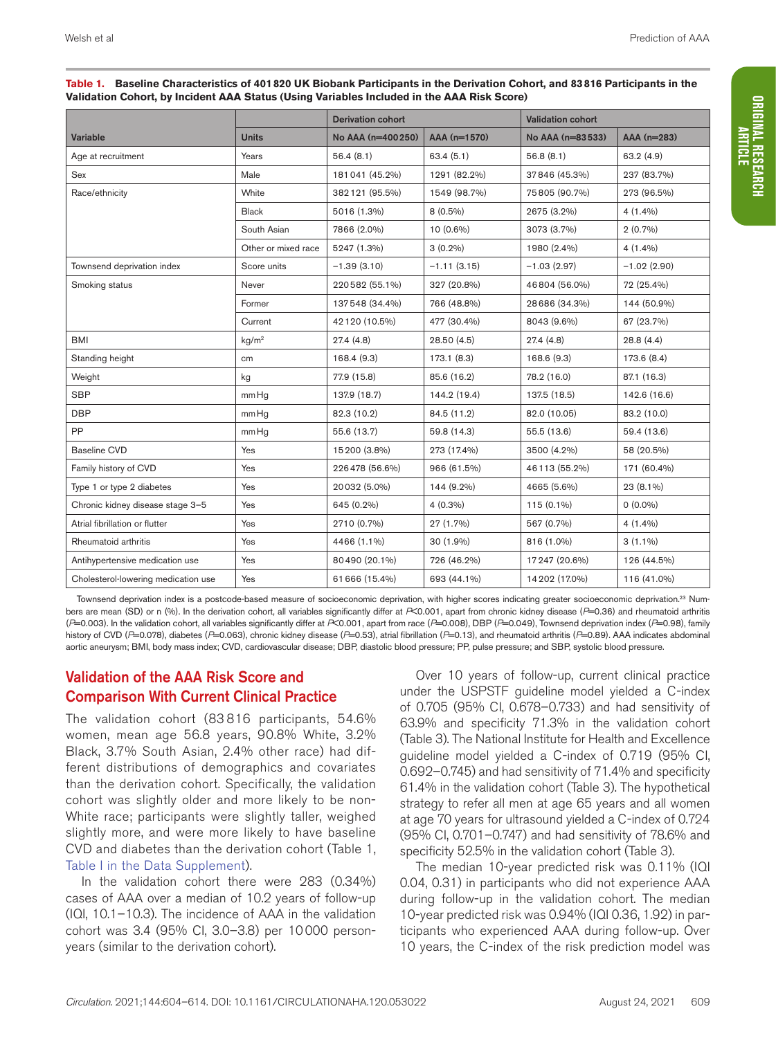**Table 1. Baseline Characteristics of 401 820 UK Biobank Participants in the Derivation Cohort, and 83 816 Participants in the Validation Cohort, by Incident AAA Status (Using Variables Included in the AAA Risk Score)**

| | | Derivation cohort | | Validation cohort | |
|---|---|---|---|---|---|
| Variable | Units | No AAA (n=400 250) | AAA (n=1570) | No AAA (n=83 533) | AAA (n=283) |
| Age at recruitment | Years | 56.4 (8.1) | 63.4 (5.1) | 56.8 (8.1) | 63.2 (4.9) |
| Sex | Male | 181 041 (45.2%) | 1291 (82.2%) | 37 846 (45.3%) | 237 (83.7%) |
| Race/ethnicity | White | 382 121 (95.5%) | 1549 (98.7%) | 75 805 (90.7%) | 273 (96.5%) |
| | Black | 5016 (1.3%) | 8 (0.5%) | 2675 (3.2%) | 4 (1.4%) |
| | South Asian | 7866 (2.0%) | 10 (0.6%) | 3073 (3.7%) | 2 (0.7%) |
| | Other or mixed race | 5247 (1.3%) | 3 (0.2%) | 1980 (2.4%) | 4 (1.4%) |
| Townsend deprivation index | Score units | −1.39 (3.10) | −1.11 (3.15) | −1.03 (2.97) | −1.02 (2.90) |
| Smoking status | Never | 220 582 (55.1%) | 327 (20.8%) | 46 804 (56.0%) | 72 (25.4%) |
| | Former | 137 548 (34.4%) | 766 (48.8%) | 28 686 (34.3%) | 144 (50.9%) |
| | Current | 42 120 (10.5%) | 477 (30.4%) | 8043 (9.6%) | 67 (23.7%) |
| BMI | $kg/m^2$ | 27.4 (4.8) | 28.50 (4.5) | 27.4 (4.8) | 28.8 (4.4) |
| Standing height | cm | 168.4 (9.3) | 173.1 (8.3) | 168.6 (9.3) | 173.6 (8.4) |
| Weight | kg | 77.9 (15.8) | 85.6 (16.2) | 78.2 (16.0) | 87.1 (16.3) |
| SBP | mm Hg | 137.9 (18.7) | 144.2 (19.4) | 137.5 (18.5) | 142.6 (16.6) |
| DBP | mm Hg | 82.3 (10.2) | 84.5 (11.2) | 82.0 (10.05) | 83.2 (10.0) |
| PP | mm Hg | 55.6 (13.7) | 59.8 (14.3) | 55.5 (13.6) | 59.4 (13.6) |
| Baseline CVD | Yes | 15 200 (3.8%) | 273 (17.4%) | 3500 (4.2%) | 58 (20.5%) |
| Family history of CVD | Yes | 226 478 (56.6%) | 966 (61.5%) | 46 113 (55.2%) | 171 (60.4%) |
| Type 1 or type 2 diabetes | Yes | 20 032 (5.0%) | 144 (9.2%) | 4665 (5.6%) | 23 (8.1%) |
| Chronic kidney disease stage 3–5 | Yes | 645 (0.2%) | 4 (0.3%) | 115 (0.1%) | 0 (0.0%) |
| Atrial fibrillation or flutter | Yes | 2710 (0.7%) | 27 (1.7%) | 567 (0.7%) | 4 (1.4%) |
| Rheumatoid arthritis | Yes | 4466 (1.1%) | 30 (1.9%) | 816 (1.0%) | 3 (1.1%) |
| Antihypertensive medication use | Yes | 80 490 (20.1%) | 726 (46.2%) | 17 247 (20.6%) | 126 (44.5%) |
| Cholesterol-lowering medication use | Yes | 61 666 (15.4%) | 693 (44.1%) | 14 202 (17.0%) | 116 (41.0%) |

Townsend deprivation index is a postcode-based measure of socioeconomic deprivation, with higher scores indicating greater socioeconomic deprivation.[23] Numbers are mean (SD) or n (%). In the derivation cohort, all variables significantly differ at $P<0.001$, apart from chronic kidney disease ($P=0.36$) and rheumatoid arthritis ($P=0.003$). In the validation cohort, all variables significantly differ at $P<0.001$, apart from race ($P=0.008$), DBP ($P=0.049$), Townsend deprivation index ($P=0.98$), family history of CVD ($P=0.078$), diabetes ($P=0.063$), chronic kidney disease ($P=0.53$), atrial fibrillation ($P=0.13$), and rheumatoid arthritis ($P=0.89$). AAA indicates abdominal aortic aneurysm; BMI, body mass index; CVD, cardiovascular disease; DBP, diastolic blood pressure; PP, pulse pressure; and SBP, systolic blood pressure.

## Validation of the AAA Risk Score and Comparison With Current Clinical Practice

The validation cohort (83 816 participants, 54.6% women, mean age 56.8 years, 90.8% White, 3.2% Black, 3.7% South Asian, 2.4% other race) had different distributions of demographics and covariates than the derivation cohort. Specifically, the validation cohort was slightly older and more likely to be non-White race; participants were slightly taller, weighed slightly more, and were more likely to have baseline CVD and diabetes than the derivation cohort (Table 1, Table I in the Data Supplement).

In the validation cohort there were 283 (0.34%) cases of AAA over a median of 10.2 years of follow-up (IQI, 10.1–10.3). The incidence of AAA in the validation cohort was 3.4 (95% CI, 3.0–3.8) per 10 000 person-years (similar to the derivation cohort).

Over 10 years of follow-up, current clinical practice under the USPSTF guideline model yielded a C-index of 0.705 (95% CI, 0.678–0.733) and had sensitivity of 63.9% and specificity 71.3% in the validation cohort (Table 3). The National Institute for Health and Excellence guideline model yielded a C-index of 0.719 (95% CI, 0.692–0.745) and had sensitivity of 71.4% and specificity 61.4% in the validation cohort (Table 3). The hypothetical strategy to refer all men at age 65 years and all women at age 70 years for ultrasound yielded a C-index of 0.724 (95% CI, 0.701–0.747) and had sensitivity of 78.6% and specificity 52.5% in the validation cohort (Table 3).

The median 10-year predicted risk was 0.11% (IQI 0.04, 0.31) in participants who did not experience AAA during follow-up in the validation cohort. The median 10-year predicted risk was 0.94% (IQI 0.36, 1.92) in participants who experienced AAA during follow-up. Over 10 years, the C-index of the risk prediction model was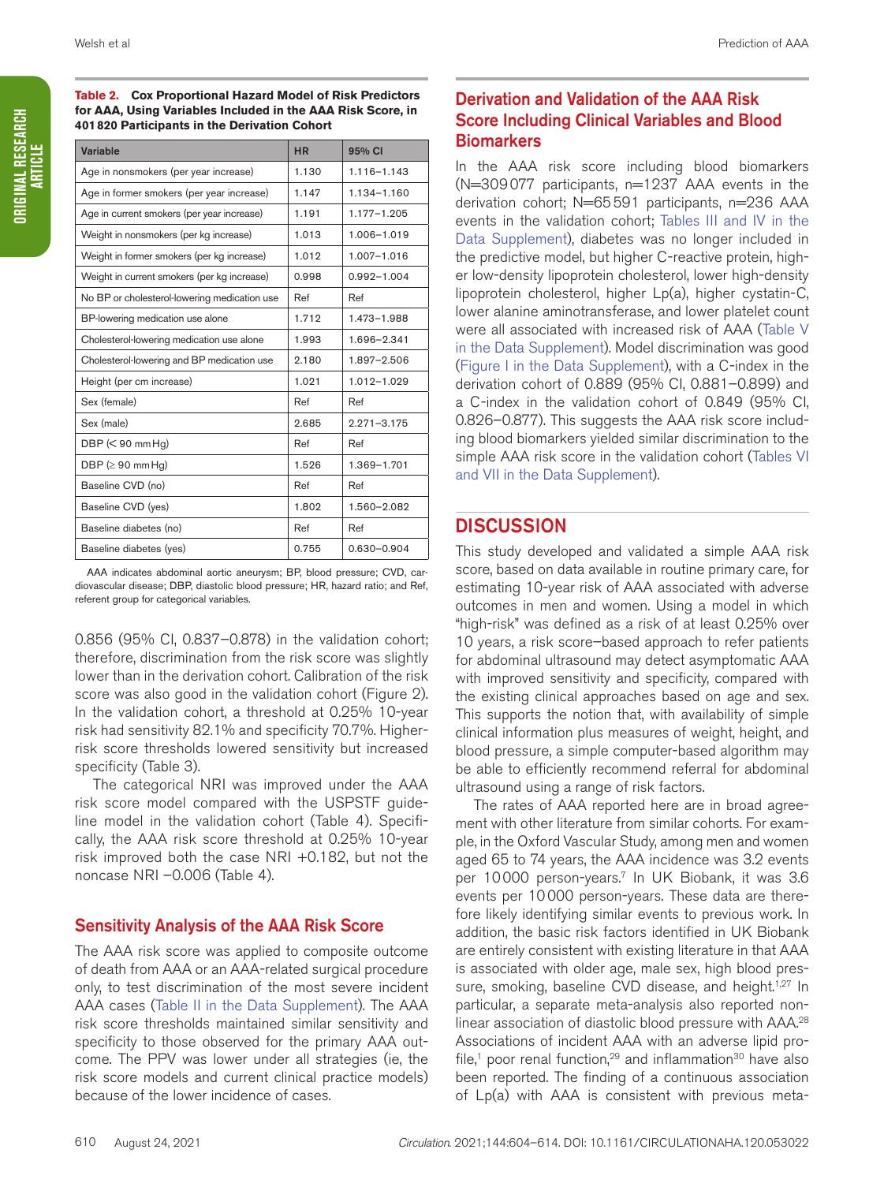**Table 2. Cox Proportional Hazard Model of Risk Predictors for AAA, Using Variables Included in the AAA Risk Score, in 401 820 Participants in the Derivation Cohort**

| Variable | HR | 95% CI |
|---|---|---|
| Age in nonsmokers (per year increase) | 1.130 | 1.116–1.143 |
| Age in former smokers (per year increase) | 1.147 | 1.134–1.160 |
| Age in current smokers (per year increase) | 1.191 | 1.177–1.205 |
| Weight in nonsmokers (per kg increase) | 1.013 | 1.006–1.019 |
| Weight in former smokers (per kg increase) | 1.012 | 1.007–1.016 |
| Weight in current smokers (per kg increase) | 0.998 | 0.992–1.004 |
| No BP or cholesterol-lowering medication use | Ref | Ref |
| BP-lowering medication use alone | 1.712 | 1.473–1.988 |
| Cholesterol-lowering medication use alone | 1.993 | 1.696–2.341 |
| Cholesterol-lowering and BP medication use | 2.180 | 1.897–2.506 |
| Height (per cm increase) | 1.021 | 1.012–1.029 |
| Sex (female) | Ref | Ref |
| Sex (male) | 2.685 | 2.271–3.175 |
| DBP (< 90 mm Hg) | Ref | Ref |
| DBP (≥ 90 mm Hg) | 1.526 | 1.369–1.701 |
| Baseline CVD (no) | Ref | Ref |
| Baseline CVD (yes) | 1.802 | 1.560–2.082 |
| Baseline diabetes (no) | Ref | Ref |
| Baseline diabetes (yes) | 0.755 | 0.630–0.904 |

AAA indicates abdominal aortic aneurysm; BP, blood pressure; CVD, cardiovascular disease; DBP, diastolic blood pressure; HR, hazard ratio; and Ref, referent group for categorical variables.

0.856 (95% CI, 0.837–0.878) in the validation cohort; therefore, discrimination from the risk score was slightly lower than in the derivation cohort. Calibration of the risk score was also good in the validation cohort (Figure 2). In the validation cohort, a threshold at 0.25% 10-year risk had sensitivity 82.1% and specificity 70.7%. Higher-risk score thresholds lowered sensitivity but increased specificity (Table 3).

The categorical NRI was improved under the AAA risk score model compared with the USPSTF guideline model in the validation cohort (Table 4). Specifically, the AAA risk score threshold at 0.25% 10-year risk improved both the case NRI +0.182, but not the noncase NRI −0.006 (Table 4).

## Sensitivity Analysis of the AAA Risk Score

The AAA risk score was applied to composite outcome of death from AAA or an AAA-related surgical procedure only, to test discrimination of the most severe incident AAA cases (Table II in the Data Supplement). The AAA risk score thresholds maintained similar sensitivity and specificity to those observed for the primary AAA outcome. The PPV was lower under all strategies (ie, the risk score models and current clinical practice models) because of the lower incidence of cases.

## Derivation and Validation of the AAA Risk Score Including Clinical Variables and Blood Biomarkers

In the AAA risk score including blood biomarkers (N=309 077 participants, n=1237 AAA events in the derivation cohort; N=65 591 participants, n=236 AAA events in the validation cohort; Tables III and IV in the Data Supplement), diabetes was no longer included in the predictive model, but higher C-reactive protein, higher low-density lipoprotein cholesterol, lower high-density lipoprotein cholesterol, higher Lp(a), higher cystatin-C, lower alanine aminotransferase, and lower platelet count were all associated with increased risk of AAA (Table V in the Data Supplement). Model discrimination was good (Figure I in the Data Supplement), with a C-index in the derivation cohort of 0.889 (95% CI, 0.881–0.899) and a C-index in the validation cohort of 0.849 (95% CI, 0.826–0.877). This suggests the AAA risk score including blood biomarkers yielded similar discrimination to the simple AAA risk score in the validation cohort (Tables VI and VII in the Data Supplement).

# DISCUSSION

This study developed and validated a simple AAA risk score, based on data available in routine primary care, for estimating 10-year risk of AAA associated with adverse outcomes in men and women. Using a model in which "high-risk" was defined as a risk of at least 0.25% over 10 years, a risk score–based approach to refer patients for abdominal ultrasound may detect asymptomatic AAA with improved sensitivity and specificity, compared with the existing clinical approaches based on age and sex. This supports the notion that, with availability of simple clinical information plus measures of weight, height, and blood pressure, a simple computer-based algorithm may be able to efficiently recommend referral for abdominal ultrasound using a range of risk factors.

The rates of AAA reported here are in broad agreement with other literature from similar cohorts. For example, in the Oxford Vascular Study, among men and women aged 65 to 74 years, the AAA incidence was 3.2 events per 10 000 person-years.[7] In UK Biobank, it was 3.6 events per 10 000 person-years. These data are therefore likely identifying similar events to previous work. In addition, the basic risk factors identified in UK Biobank are entirely consistent with existing literature in that AAA is associated with older age, male sex, high blood pressure, smoking, baseline CVD disease, and height.[1,27] In particular, a separate meta-analysis also reported nonlinear association of diastolic blood pressure with AAA.[28] Associations of incident AAA with an adverse lipid profile,[1] poor renal function,[29] and inflammation[30] have also been reported. The finding of a continuous association of Lp(a) with AAA is consistent with previous meta-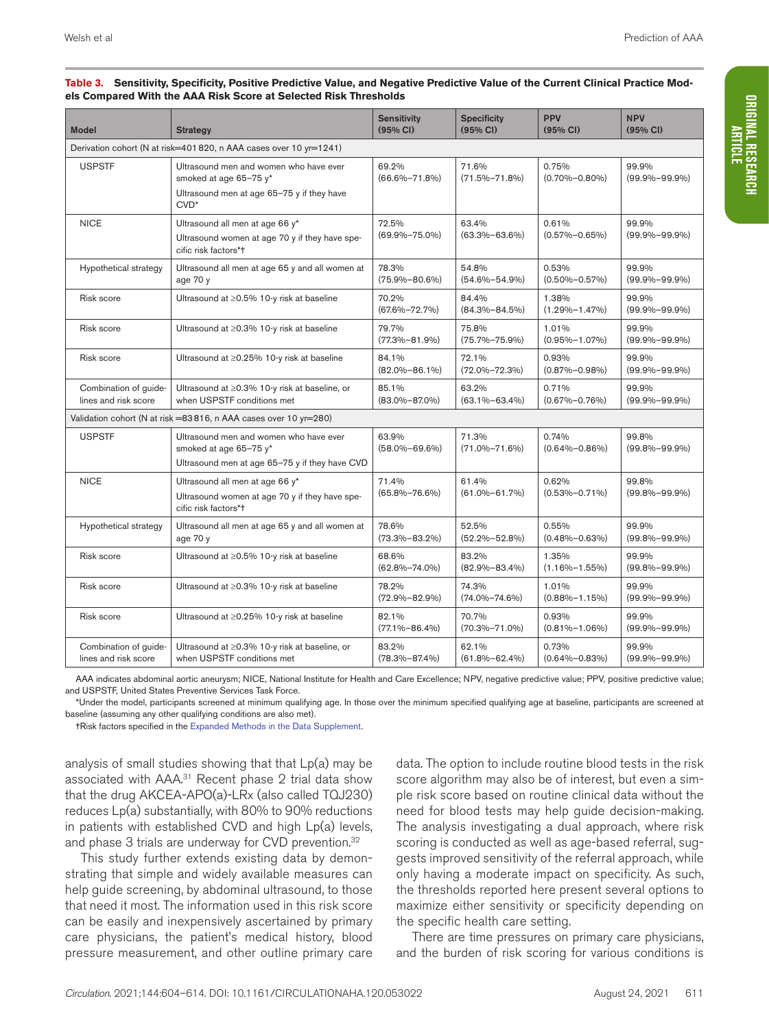**Table 3. Sensitivity, Specificity, Positive Predictive Value, and Negative Predictive Value of the Current Clinical Practice Models Compared With the AAA Risk Score at Selected Risk Thresholds**

| Model | Strategy | Sensitivity (95% CI) | Specificity (95% CI) | PPV (95% CI) | NPV (95% CI) |
|---|---|---|---|---|---|
| Derivation cohort (N at risk=401 820, n AAA cases over 10 yr=1241) | | | | | |
| USPSTF | Ultrasound men and women who have ever smoked at age 65–75 y*<br>Ultrasound men at age 65–75 y if they have CVD* | 69.2% (66.6%–71.8%) | 71.6% (71.5%–71.8%) | 0.75% (0.70%–0.80%) | 99.9% (99.9%–99.9%) |
| NICE | Ultrasound all men at age 66 y*<br>Ultrasound women at age 70 y if they have specific risk factors*† | 72.5% (69.9%–75.0%) | 63.4% (63.3%–63.6%) | 0.61% (0.57%–0.65%) | 99.9% (99.9%–99.9%) |
| Hypothetical strategy | Ultrasound all men at age 65 y and all women at age 70 y | 78.3% (75.9%–80.6%) | 54.8% (54.6%–54.9%) | 0.53% (0.50%–0.57%) | 99.9% (99.9%–99.9%) |
| Risk score | Ultrasound at ≥0.5% 10-y risk at baseline | 70.2% (67.6%–72.7%) | 84.4% (84.3%–84.5%) | 1.38% (1.29%–1.47%) | 99.9% (99.9%–99.9%) |
| Risk score | Ultrasound at ≥0.3% 10-y risk at baseline | 79.7% (77.3%–81.9%) | 75.8% (75.7%–75.9%) | 1.01% (0.95%–1.07%) | 99.9% (99.9%–99.9%) |
| Risk score | Ultrasound at ≥0.25% 10-y risk at baseline | 84.1% (82.0%–86.1%) | 72.1% (72.0%–72.3%) | 0.93% (0.87%–0.98%) | 99.9% (99.9%–99.9%) |
| Combination of guidelines and risk score | Ultrasound at ≥0.3% 10-y risk at baseline, or when USPSTF conditions met | 85.1% (83.0%–87.0%) | 63.2% (63.1%–63.4%) | 0.71% (0.67%–0.76%) | 99.9% (99.9%–99.9%) |
| Validation cohort (N at risk =83 816, n AAA cases over 10 yr=280) | | | | | |
| USPSTF | Ultrasound men and women who have ever smoked at age 65–75 y*<br>Ultrasound men at age 65–75 y if they have CVD | 63.9% (58.0%–69.6%) | 71.3% (71.0%–71.6%) | 0.74% (0.64%–0.86%) | 99.8% (99.8%–99.9%) |
| NICE | Ultrasound all men at age 66 y*<br>Ultrasound women at age 70 y if they have specific risk factors*† | 71.4% (65.8%–76.6%) | 61.4% (61.0%–61.7%) | 0.62% (0.53%–0.71%) | 99.8% (99.8%–99.9%) |
| Hypothetical strategy | Ultrasound all men at age 65 y and all women at age 70 y | 78.6% (73.3%–83.2%) | 52.5% (52.2%–52.8%) | 0.55% (0.48%–0.63%) | 99.9% (99.8%–99.9%) |
| Risk score | Ultrasound at ≥0.5% 10-y risk at baseline | 68.6% (62.8%–74.0%) | 83.2% (82.9%–83.4%) | 1.35% (1.16%–1.55%) | 99.9% (99.8%–99.9%) |
| Risk score | Ultrasound at ≥0.3% 10-y risk at baseline | 78.2% (72.9%–82.9%) | 74.3% (74.0%–74.6%) | 1.01% (0.88%–1.15%) | 99.9% (99.9%–99.9%) |
| Risk score | Ultrasound at ≥0.25% 10-y risk at baseline | 82.1% (77.1%–86.4%) | 70.7% (70.3%–71.0%) | 0.93% (0.81%–1.06%) | 99.9% (99.9%–99.9%) |
| Combination of guidelines and risk score | Ultrasound at ≥0.3% 10-y risk at baseline, or when USPSTF conditions met | 83.2% (78.3%–87.4%) | 62.1% (61.8%–62.4%) | 0.73% (0.64%–0.83%) | 99.9% (99.9%–99.9%) |

AAA indicates abdominal aortic aneurysm; NICE, National Institute for Health and Care Excellence; NPV, negative predictive value; PPV, positive predictive value; and USPSTF, United States Preventive Services Task Force.

*Under the model, participants screened at minimum qualifying age. In those over the minimum specified qualifying age at baseline, participants are screened at baseline (assuming any other qualifying conditions are also met).

†Risk factors specified in the Expanded Methods in the Data Supplement.

analysis of small studies showing that that Lp(a) may be associated with AAA.[31] Recent phase 2 trial data show that the drug AKCEA-APO(a)-LRx (also called TQJ230) reduces Lp(a) substantially, with 80% to 90% reductions in patients with established CVD and high Lp(a) levels, and phase 3 trials are underway for CVD prevention.[32]

This study further extends existing data by demonstrating that simple and widely available measures can help guide screening, by abdominal ultrasound, to those that need it most. The information used in this risk score can be easily and inexpensively ascertained by primary care physicians, the patient's medical history, blood pressure measurement, and other outline primary care data. The option to include routine blood tests in the risk score algorithm may also be of interest, but even a simple risk score based on routine clinical data without the need for blood tests may help guide decision-making. The analysis investigating a dual approach, where risk scoring is conducted as well as age-based referral, suggests improved sensitivity of the referral approach, while only having a moderate impact on specificity. As such, the thresholds reported here present several options to maximize either sensitivity or specificity depending on the specific health care setting.

There are time pressures on primary care physicians, and the burden of risk scoring for various conditions is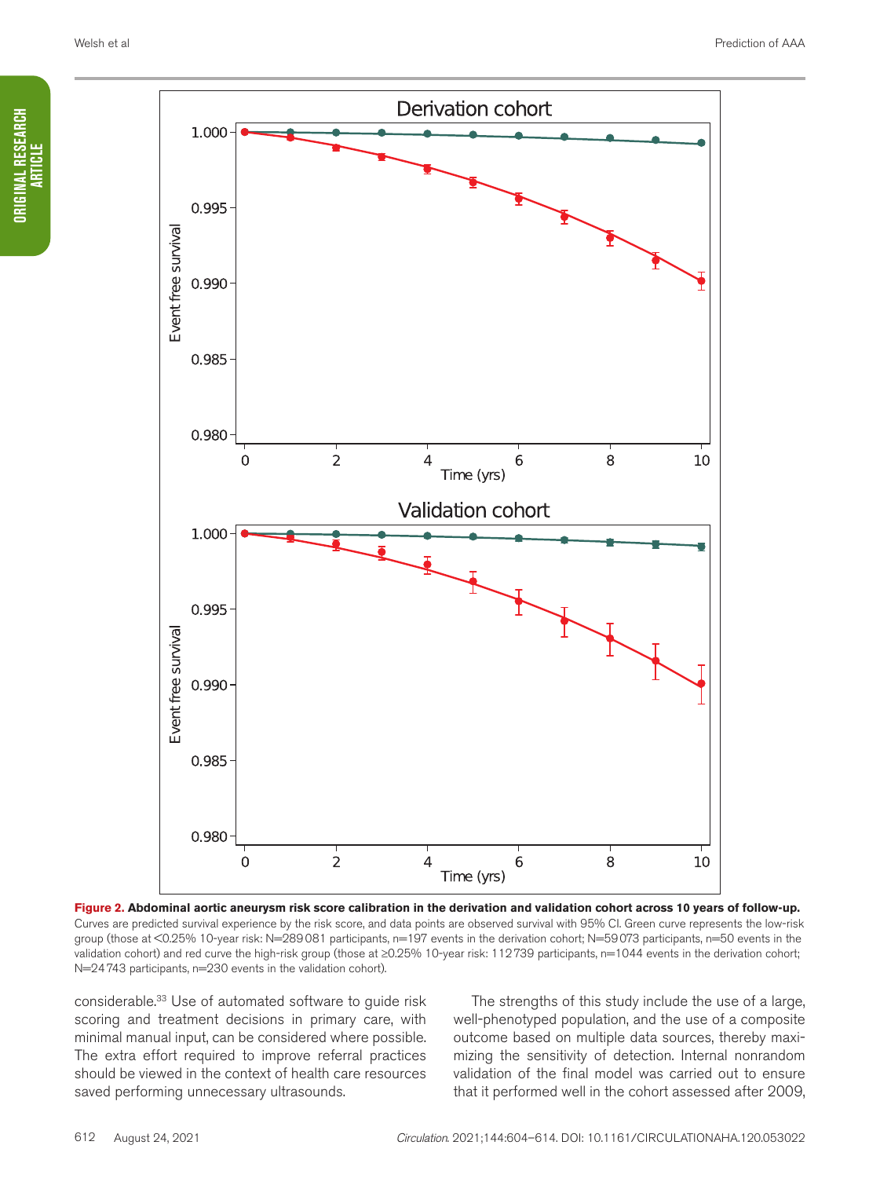**Figure 2. Abdominal aortic aneurysm risk score calibration in the derivation and validation cohort across 10 years of follow-up.**
Curves are predicted survival experience by the risk score, and data points are observed survival with 95% CI. Green curve represents the low-risk group (those at <0.25% 10-year risk: N=289 081 participants, n=197 events in the derivation cohort; N=59 073 participants, n=50 events in the validation cohort) and red curve the high-risk group (those at ≥0.25% 10-year risk: 112 739 participants, n=1044 events in the derivation cohort; N=24 743 participants, n=230 events in the validation cohort).

considerable.[33] Use of automated software to guide risk scoring and treatment decisions in primary care, with minimal manual input, can be considered where possible. The extra effort required to improve referral practices should be viewed in the context of health care resources saved performing unnecessary ultrasounds.

The strengths of this study include the use of a large, well-phenotyped population, and the use of a composite outcome based on multiple data sources, thereby maximizing the sensitivity of detection. Internal nonrandom validation of the final model was carried out to ensure that it performed well in the cohort assessed after 2009,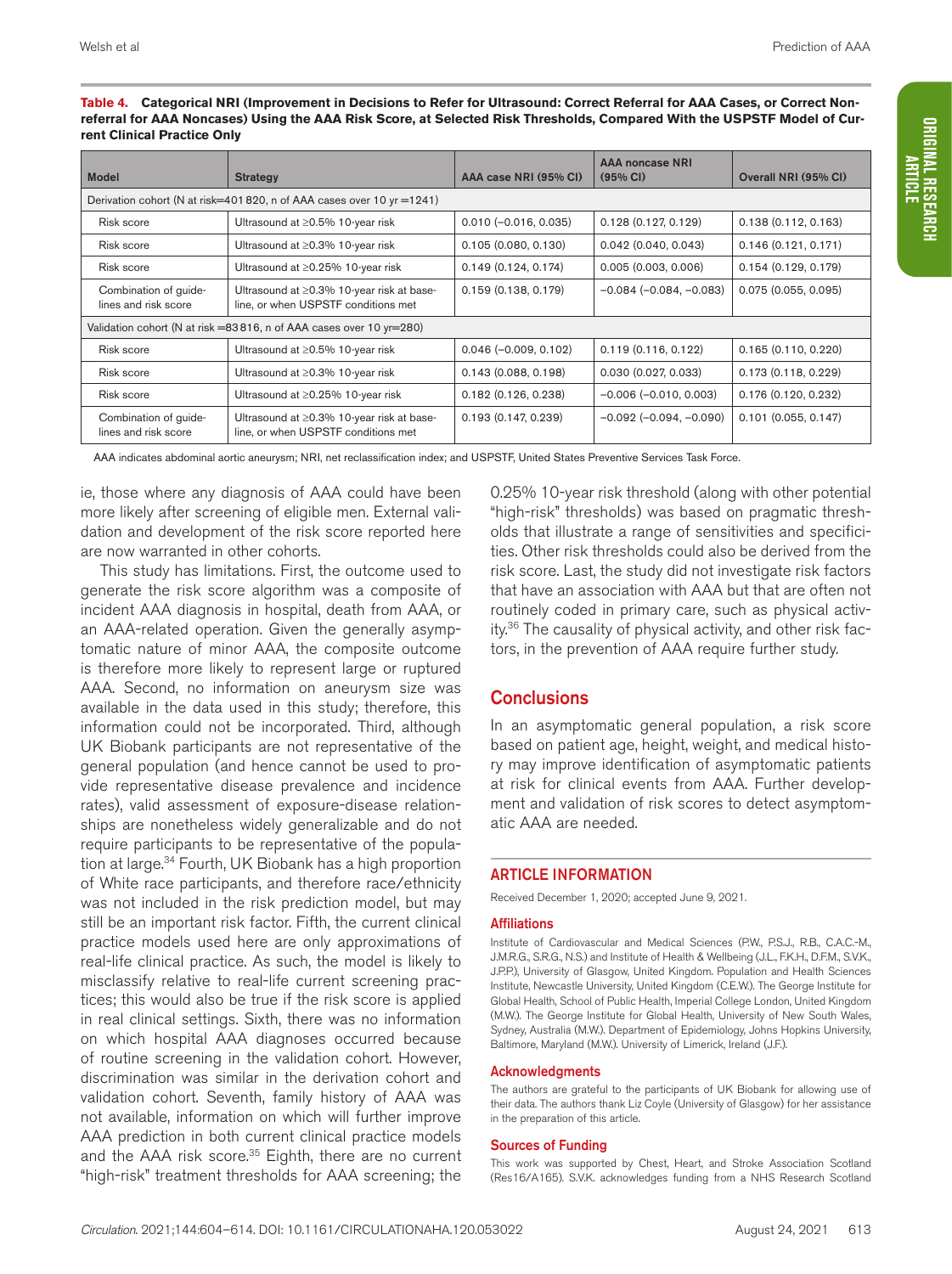**Table 4. Categorical NRI (Improvement in Decisions to Refer for Ultrasound: Correct Referral for AAA Cases, or Correct Non-referral for AAA Noncases) Using the AAA Risk Score, at Selected Risk Thresholds, Compared With the USPSTF Model of Current Clinical Practice Only**

| Model | Strategy | AAA case NRI (95% CI) | AAA noncase NRI (95% CI) | Overall NRI (95% CI) |
|---|---|---|---|---|
| Derivation cohort (N at risk=401 820, n of AAA cases over 10 yr =1241) | | | | |
| Risk score | Ultrasound at ≥0.5% 10-year risk | 0.010 (−0.016, 0.035) | 0.128 (0.127, 0.129) | 0.138 (0.112, 0.163) |
| Risk score | Ultrasound at ≥0.3% 10-year risk | 0.105 (0.080, 0.130) | 0.042 (0.040, 0.043) | 0.146 (0.121, 0.171) |
| Risk score | Ultrasound at ≥0.25% 10-year risk | 0.149 (0.124, 0.174) | 0.005 (0.003, 0.006) | 0.154 (0.129, 0.179) |
| Combination of guidelines and risk score | Ultrasound at ≥0.3% 10-year risk at baseline, or when USPSTF conditions met | 0.159 (0.138, 0.179) | −0.084 (−0.084, −0.083) | 0.075 (0.055, 0.095) |
| Validation cohort (N at risk =83 816, n of AAA cases over 10 yr=280) | | | | |
| Risk score | Ultrasound at ≥0.5% 10-year risk | 0.046 (−0.009, 0.102) | 0.119 (0.116, 0.122) | 0.165 (0.110, 0.220) |
| Risk score | Ultrasound at ≥0.3% 10-year risk | 0.143 (0.088, 0.198) | 0.030 (0.027, 0.033) | 0.173 (0.118, 0.229) |
| Risk score | Ultrasound at ≥0.25% 10-year risk | 0.182 (0.126, 0.238) | −0.006 (−0.010, 0.003) | 0.176 (0.120, 0.232) |
| Combination of guidelines and risk score | Ultrasound at ≥0.3% 10-year risk at baseline, or when USPSTF conditions met | 0.193 (0.147, 0.239) | −0.092 (−0.094, −0.090) | 0.101 (0.055, 0.147) |

AAA indicates abdominal aortic aneurysm; NRI, net reclassification index; and USPSTF, United States Preventive Services Task Force.

ie, those where any diagnosis of AAA could have been more likely after screening of eligible men. External validation and development of the risk score reported here are now warranted in other cohorts.

This study has limitations. First, the outcome used to generate the risk score algorithm was a composite of incident AAA diagnosis in hospital, death from AAA, or an AAA-related operation. Given the generally asymptomatic nature of minor AAA, the composite outcome is therefore more likely to represent large or ruptured AAA. Second, no information on aneurysm size was available in the data used in this study; therefore, this information could not be incorporated. Third, although UK Biobank participants are not representative of the general population (and hence cannot be used to provide representative disease prevalence and incidence rates), valid assessment of exposure-disease relationships are nonetheless widely generalizable and do not require participants to be representative of the population at large.[34] Fourth, UK Biobank has a high proportion of White race participants, and therefore race/ethnicity was not included in the risk prediction model, but may still be an important risk factor. Fifth, the current clinical practice models used here are only approximations of real-life clinical practice. As such, the model is likely to misclassify relative to real-life current screening practices; this would also be true if the risk score is applied in real clinical settings. Sixth, there was no information on which hospital AAA diagnoses occurred because of routine screening in the validation cohort. However, discrimination was similar in the derivation cohort and validation cohort. Seventh, family history of AAA was not available, information on which will further improve AAA prediction in both current clinical practice models and the AAA risk score.[35] Eighth, there are no current "high-risk" treatment thresholds for AAA screening; the 0.25% 10-year risk threshold (along with other potential "high-risk" thresholds) was based on pragmatic thresholds that illustrate a range of sensitivities and specificities. Other risk thresholds could also be derived from the risk score. Last, the study did not investigate risk factors that have an association with AAA but that are often not routinely coded in primary care, such as physical activity.[36] The causality of physical activity, and other risk factors, in the prevention of AAA require further study.

## Conclusions

In an asymptomatic general population, a risk score based on patient age, height, weight, and medical history may improve identification of asymptomatic patients at risk for clinical events from AAA. Further development and validation of risk scores to detect asymptomatic AAA are needed.

## ARTICLE INFORMATION

Received December 1, 2020; accepted June 9, 2021.

### Affiliations

Institute of Cardiovascular and Medical Sciences (P.W., P.S.J., R.B., C.A.C.-M., J.M.R.G., S.R.G., N.S.) and Institute of Health & Wellbeing (J.L., F.K.H., D.F.M., S.V.K., J.P.P.), University of Glasgow, United Kingdom. Population and Health Sciences Institute, Newcastle University, United Kingdom (C.E.W.). The George Institute for Global Health, School of Public Health, Imperial College London, United Kingdom (M.W.). The George Institute for Global Health, University of New South Wales, Sydney, Australia (M.W.). Department of Epidemiology, Johns Hopkins University, Baltimore, Maryland (M.W.). University of Limerick, Ireland (J.F.).

### Acknowledgments

The authors are grateful to the participants of UK Biobank for allowing use of their data. The authors thank Liz Coyle (University of Glasgow) for her assistance in the preparation of this article.

### Sources of Funding

This work was supported by Chest, Heart, and Stroke Association Scotland (Res16/A165). S.V.K. acknowledges funding from a NHS Research Scotland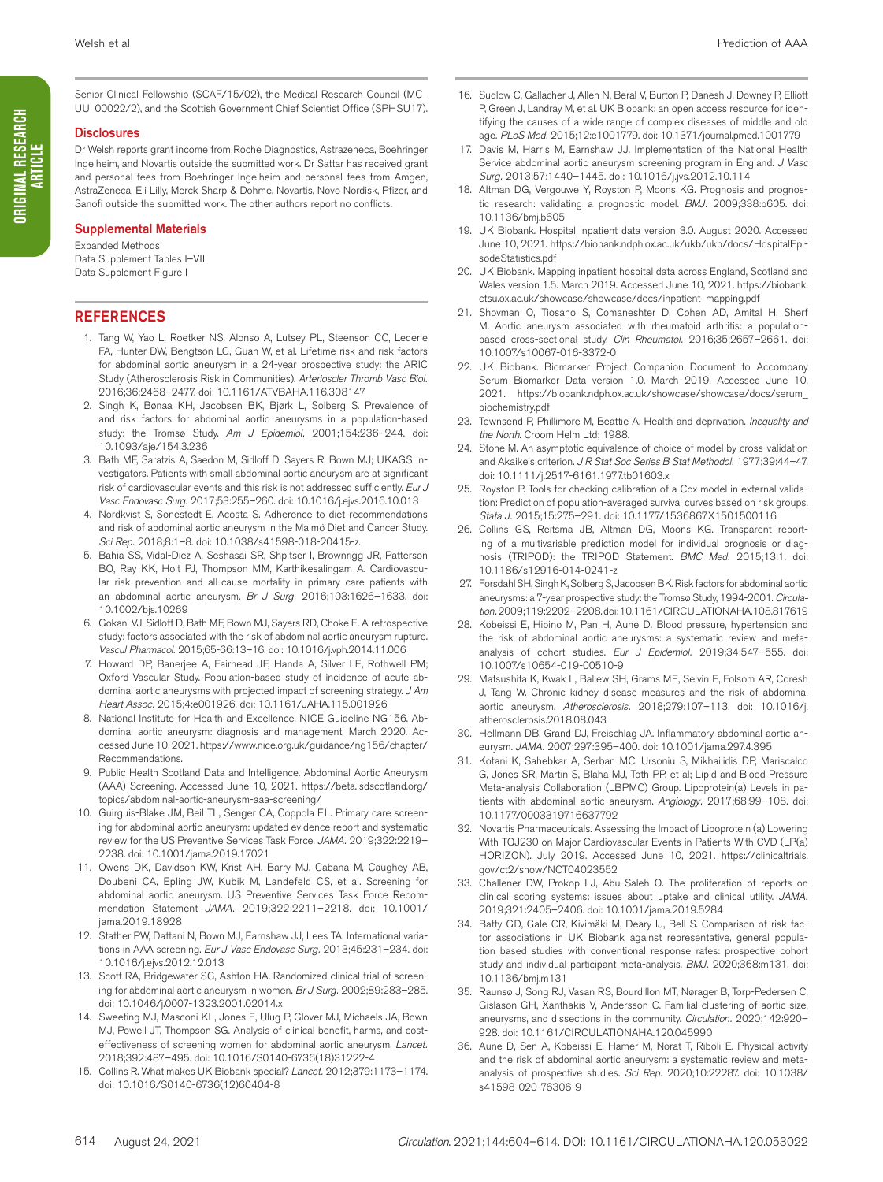Senior Clinical Fellowship (SCAF/15/02), the Medical Research Council (MC_UU_00022/2), and the Scottish Government Chief Scientist Office (SPHSU17).

### Disclosures

Dr Welsh reports grant income from Roche Diagnostics, Astrazeneca, Boehringer Ingelheim, and Novartis outside the submitted work. Dr Sattar has received grant and personal fees from Boehringer Ingelheim and personal fees from Amgen, AstraZeneca, Eli Lilly, Merck Sharp & Dohme, Novartis, Novo Nordisk, Pfizer, and Sanofi outside the submitted work. The other authors report no conflicts.

### Supplemental Materials

Expanded Methods
Data Supplement Tables I–VII
Data Supplement Figure I

## REFERENCES

1. Tang W, Yao L, Roetker NS, Alonso A, Lutsey PL, Steenson CC, Lederle FA, Hunter DW, Bengtson LG, Guan W, et al. Lifetime risk and risk factors for abdominal aortic aneurysm in a 24-year prospective study: the ARIC Study (Atherosclerosis Risk in Communities). *Arterioscler Thromb Vasc Biol*. 2016;36:2468–2477. doi: 10.1161/ATVBAHA.116.308147
2. Singh K, Bønaa KH, Jacobsen BK, Bjørk L, Solberg S. Prevalence of and risk factors for abdominal aortic aneurysms in a population-based study: the Tromsø Study. *Am J Epidemiol*. 2001;154:236–244. doi: 10.1093/aje/154.3.236
3. Bath MF, Saratzis A, Saedon M, Sidloff D, Sayers R, Bown MJ; UKAGS Investigators. Patients with small abdominal aortic aneurysm are at significant risk of cardiovascular events and this risk is not addressed sufficiently. *Eur J Vasc Endovasc Surg*. 2017;53:255–260. doi: 10.1016/j.ejvs.2016.10.013
4. Nordkvist S, Sonestedt E, Acosta S. Adherence to diet recommendations and risk of abdominal aortic aneurysm in the Malmö Diet and Cancer Study. *Sci Rep*. 2018;8:1–8. doi: 10.1038/s41598-018-20415-z.
5. Bahia SS, Vidal-Diez A, Seshasai SR, Shpitser I, Brownrigg JR, Patterson BO, Ray KK, Holt PJ, Thompson MM, Karthikesalingam A. Cardiovascular risk prevention and all-cause mortality in primary care patients with an abdominal aortic aneurysm. *Br J Surg*. 2016;103:1626–1633. doi: 10.1002/bjs.10269
6. Gokani VJ, Sidloff D, Bath MF, Bown MJ, Sayers RD, Choke E. A retrospective study: factors associated with the risk of abdominal aortic aneurysm rupture. *Vascul Pharmacol*. 2015;65-66:13–16. doi: 10.1016/j.vph.2014.11.006
7. Howard DP, Banerjee A, Fairhead JF, Handa A, Silver LE, Rothwell PM; Oxford Vascular Study. Population-based study of incidence of acute abdominal aortic aneurysms with projected impact of screening strategy. *J Am Heart Assoc*. 2015;4:e001926. doi: 10.1161/JAHA.115.001926
8. National Institute for Health and Excellence. NICE Guideline NG156. Abdominal aortic aneurysm: diagnosis and management. March 2020. Accessed June 10, 2021. https://www.nice.org.uk/guidance/ng156/chapter/Recommendations.
9. Public Health Scotland Data and Intelligence. Abdominal Aortic Aneurysm (AAA) Screening. Accessed June 10, 2021. https://beta.isdscotland.org/topics/abdominal-aortic-aneurysm-aaa-screening/
10. Guirguis-Blake JM, Beil TL, Senger CA, Coppola EL. Primary care screening for abdominal aortic aneurysm: updated evidence report and systematic review for the US Preventive Services Task Force. *JAMA*. 2019;322:2219–2238. doi: 10.1001/jama.2019.17021
11. Owens DK, Davidson KW, Krist AH, Barry MJ, Cabana M, Caughey AB, Doubeni CA, Epling JW, Kubik M, Landefeld CS, et al. Screening for abdominal aortic aneurysm. US Preventive Services Task Force Recommendation Statement *JAMA*. 2019;322:2211–2218. doi: 10.1001/jama.2019.18928
12. Stather PW, Dattani N, Bown MJ, Earnshaw JJ, Lees TA. International variations in AAA screening. *Eur J Vasc Endovasc Surg*. 2013;45:231–234. doi: 10.1016/j.ejvs.2012.12.013
13. Scott RA, Bridgewater SG, Ashton HA. Randomized clinical trial of screening for abdominal aortic aneurysm in women. *Br J Surg*. 2002;89:283–285. doi: 10.1046/j.0007-1323.2001.02014.x
14. Sweeting MJ, Masconi KL, Jones E, Ulug P, Glover MJ, Michaels JA, Bown MJ, Powell JT, Thompson SG. Analysis of clinical benefit, harms, and cost-effectiveness of screening women for abdominal aortic aneurysm. *Lancet*. 2018;392:487–495. doi: 10.1016/S0140-6736(18)31222-4
15. Collins R. What makes UK Biobank special? *Lancet*. 2012;379:1173–1174. doi: 10.1016/S0140-6736(12)60404-8
16. Sudlow C, Gallacher J, Allen N, Beral V, Burton P, Danesh J, Downey P, Elliott P, Green J, Landray M, et al. UK Biobank: an open access resource for identifying the causes of a wide range of complex diseases of middle and old age. *PLoS Med*. 2015;12:e1001779. doi: 10.1371/journal.pmed.1001779
17. Davis M, Harris M, Earnshaw JJ. Implementation of the National Health Service abdominal aortic aneurysm screening program in England. *J Vasc Surg*. 2013;57:1440–1445. doi: 10.1016/j.jvs.2012.10.114
18. Altman DG, Vergouwe Y, Royston P, Moons KG. Prognosis and prognostic research: validating a prognostic model. *BMJ*. 2009;338:b605. doi: 10.1136/bmj.b605
19. UK Biobank. Hospital inpatient data version 3.0. August 2020. Accessed June 10, 2021. https://biobank.ndph.ox.ac.uk/ukb/ukb/docs/HospitalEpisodeStatistics.pdf
20. UK Biobank. Mapping inpatient hospital data across England, Scotland and Wales version 1.5. March 2019. Accessed June 10, 2021. https://biobank.ctsu.ox.ac.uk/showcase/showcase/docs/inpatient_mapping.pdf
21. Shovman O, Tiosano S, Comaneshter D, Cohen AD, Amital H, Sherf M. Aortic aneurysm associated with rheumatoid arthritis: a population-based cross-sectional study. *Clin Rheumatol*. 2016;35:2657–2661. doi: 10.1007/s10067-016-3372-0
22. UK Biobank. Biomarker Project Companion Document to Accompany Serum Biomarker Data version 1.0. March 2019. Accessed June 10, 2021. https://biobank.ndph.ox.ac.uk/showcase/showcase/docs/serum_biochemistry.pdf
23. Townsend P, Phillimore M, Beattie A. Health and deprivation. *Inequality and the North*. Croom Helm Ltd; 1988.
24. Stone M. An asymptotic equivalence of choice of model by cross-validation and Akaike's criterion. *J R Stat Soc Series B Stat Methodol*. 1977;39:44–47. doi: 10.1111/j.2517-6161.1977.tb01603.x
25. Royston P. Tools for checking calibration of a Cox model in external validation: Prediction of population-averaged survival curves based on risk groups. *Stata J*. 2015;15:275–291. doi: 10.1177/1536867X1501500116
26. Collins GS, Reitsma JB, Altman DG, Moons KG. Transparent reporting of a multivariable prediction model for individual prognosis or diagnosis (TRIPOD): the TRIPOD Statement. *BMC Med*. 2015;13:1. doi: 10.1186/s12916-014-0241-z
27. Forsdahl SH, Singh K, Solberg S, Jacobsen BK. Risk factors for abdominal aortic aneurysms: a 7-year prospective study: the Tromsø Study, 1994-2001. *Circulation*. 2009;119:2202–2208. doi: 10.1161/CIRCULATIONAHA.108.817619
28. Kobeissi E, Hibino M, Pan H, Aune D. Blood pressure, hypertension and the risk of abdominal aortic aneurysms: a systematic review and meta-analysis of cohort studies. *Eur J Epidemiol*. 2019;34:547–555. doi: 10.1007/s10654-019-00510-9
29. Matsushita K, Kwak L, Ballew SH, Grams ME, Selvin E, Folsom AR, Coresh J, Tang W. Chronic kidney disease measures and the risk of abdominal aortic aneurysm. *Atherosclerosis*. 2018;279:107–113. doi: 10.1016/j.atherosclerosis.2018.08.043
30. Hellmann DB, Grand DJ, Freischlag JA. Inflammatory abdominal aortic aneurysm. *JAMA*. 2007;297:395–400. doi: 10.1001/jama.297.4.395
31. Kotani K, Sahebkar A, Serban MC, Ursoniu S, Mikhailidis DP, Mariscalco G, Jones SR, Martin S, Blaha MJ, Toth PP, et al; Lipid and Blood Pressure Meta-analysis Collaboration (LBPMC) Group. Lipoprotein(a) Levels in patients with abdominal aortic aneurysm. *Angiology*. 2017;68:99–108. doi: 10.1177/0003319716637792
32. Novartis Pharmaceuticals. Assessing the Impact of Lipoprotein (a) Lowering With TQJ230 on Major Cardiovascular Events in Patients With CVD (LP(a) HORIZON). July 2019. Accessed June 10, 2021. https://clinicaltrials.gov/ct2/show/NCT04023552
33. Challener DW, Prokop LJ, Abu-Saleh O. The proliferation of reports on clinical scoring systems: issues about uptake and clinical utility. *JAMA*. 2019;321:2405–2406. doi: 10.1001/jama.2019.5284
34. Batty GD, Gale CR, Kivimäki M, Deary IJ, Bell S. Comparison of risk factor associations in UK Biobank against representative, general population based studies with conventional response rates: prospective cohort study and individual participant meta-analysis. *BMJ*. 2020;368:m131. doi: 10.1136/bmj.m131
35. Raunsø J, Song RJ, Vasan RS, Bourdillon MT, Nørager B, Torp-Pedersen C, Gislason GH, Xanthakis V, Andersson C. Familial clustering of aortic size, aneurysms, and dissections in the community. *Circulation*. 2020;142:920–928. doi: 10.1161/CIRCULATIONAHA.120.045990
36. Aune D, Sen A, Kobeissi E, Hamer M, Norat T, Riboli E. Physical activity and the risk of abdominal aortic aneurysm: a systematic review and meta-analysis of prospective studies. *Sci Rep*. 2020;10:22287. doi: 10.1038/s41598-020-76306-9